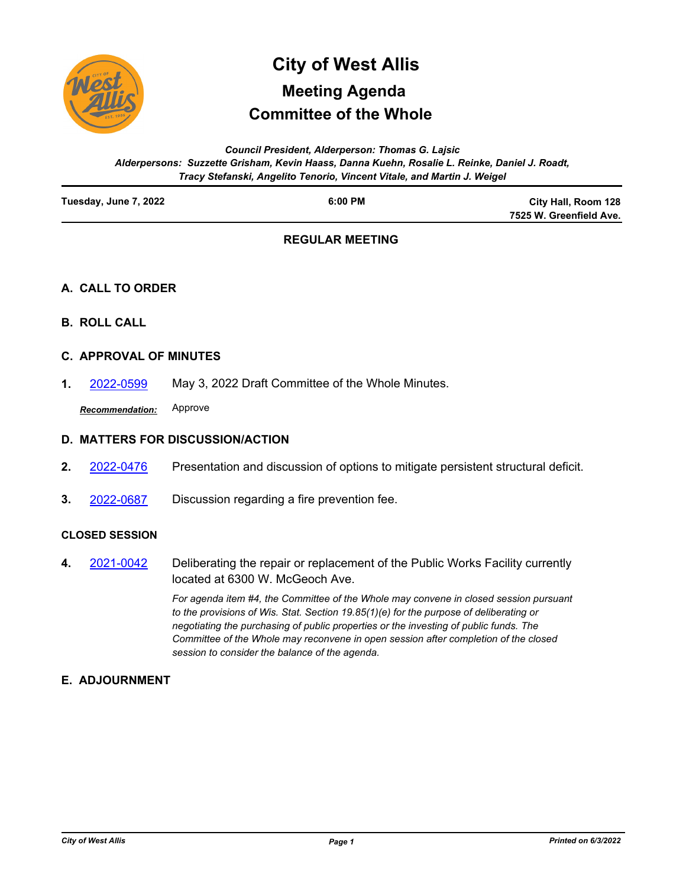# City of West Allis

## Meeting Agenda

## Committee of the Whole

*Council President, Alderperson: Thomas G. Lajsic*
*Alderpersons: Suzzette Grisham, Kevin Haass, Danna Kuehn, Rosalie L. Reinke, Daniel J. Roadt, Tracy Stefanski, Angelito Tenorio, Vincent Vitale, and Martin J. Weigel*

**Tuesday, June 7, 2022** | **6:00 PM** | **City Hall, Room 128, 7525 W. Greenfield Ave.**

### REGULAR MEETING

### A. CALL TO ORDER

### B. ROLL CALL

### C. APPROVAL OF MINUTES

**1.** 2022-0599 May 3, 2022 Draft Committee of the Whole Minutes.

***Recommendation:*** Approve

### D. MATTERS FOR DISCUSSION/ACTION

**2.** 2022-0476 Presentation and discussion of options to mitigate persistent structural deficit.

**3.** 2022-0687 Discussion regarding a fire prevention fee.

### CLOSED SESSION

**4.** 2021-0042 Deliberating the repair or replacement of the Public Works Facility currently located at 6300 W. McGeoch Ave.

*For agenda item #4, the Committee of the Whole may convene in closed session pursuant to the provisions of Wis. Stat. Section 19.85(1)(e) for the purpose of deliberating or negotiating the purchasing of public properties or the investing of public funds. The Committee of the Whole may reconvene in open session after completion of the closed session to consider the balance of the agenda.*

### E. ADJOURNMENT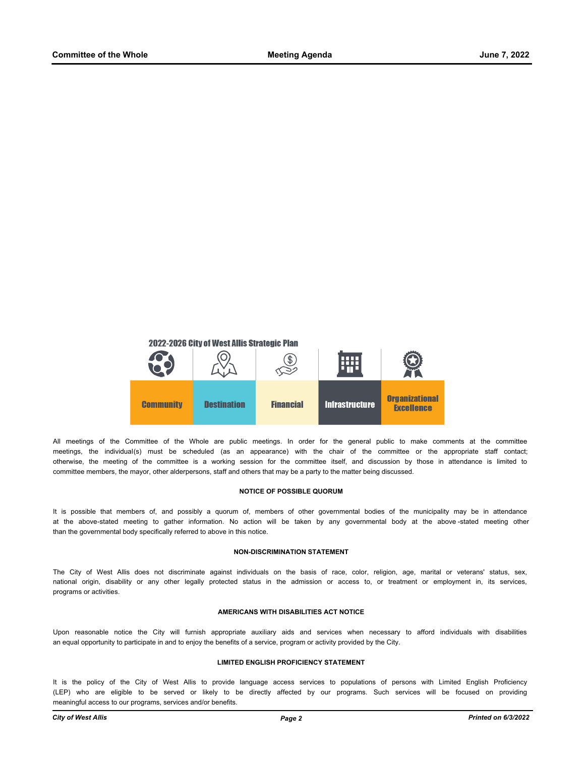2022-2026 City of West Allis Strategic Plan

Community

Destination

Financial

Infrastructure

Organizational Excellence

All meetings of the Committee of the Whole are public meetings. In order for the general public to make comments at the committee meetings, the individual(s) must be scheduled (as an appearance) with the chair of the committee or the appropriate staff contact; otherwise, the meeting of the committee is a working session for the committee itself, and discussion by those in attendance is limited to committee members, the mayor, other alderpersons, staff and others that may be a party to the matter being discussed.

**NOTICE OF POSSIBLE QUORUM**

It is possible that members of, and possibly a quorum of, members of other governmental bodies of the municipality may be in attendance at the above-stated meeting to gather information. No action will be taken by any governmental body at the above-stated meeting other than the governmental body specifically referred to above in this notice.

**NON-DISCRIMINATION STATEMENT**

The City of West Allis does not discriminate against individuals on the basis of race, color, religion, age, marital or veterans' status, sex, national origin, disability or any other legally protected status in the admission or access to, or treatment or employment in, its services, programs or activities.

**AMERICANS WITH DISABILITIES ACT NOTICE**

Upon reasonable notice the City will furnish appropriate auxiliary aids and services when necessary to afford individuals with disabilities an equal opportunity to participate in and to enjoy the benefits of a service, program or activity provided by the City.

**LIMITED ENGLISH PROFICIENCY STATEMENT**

It is the policy of the City of West Allis to provide language access services to populations of persons with Limited English Proficiency (LEP) who are eligible to be served or likely to be directly affected by our programs. Such services will be focused on providing meaningful access to our programs, services and/or benefits.